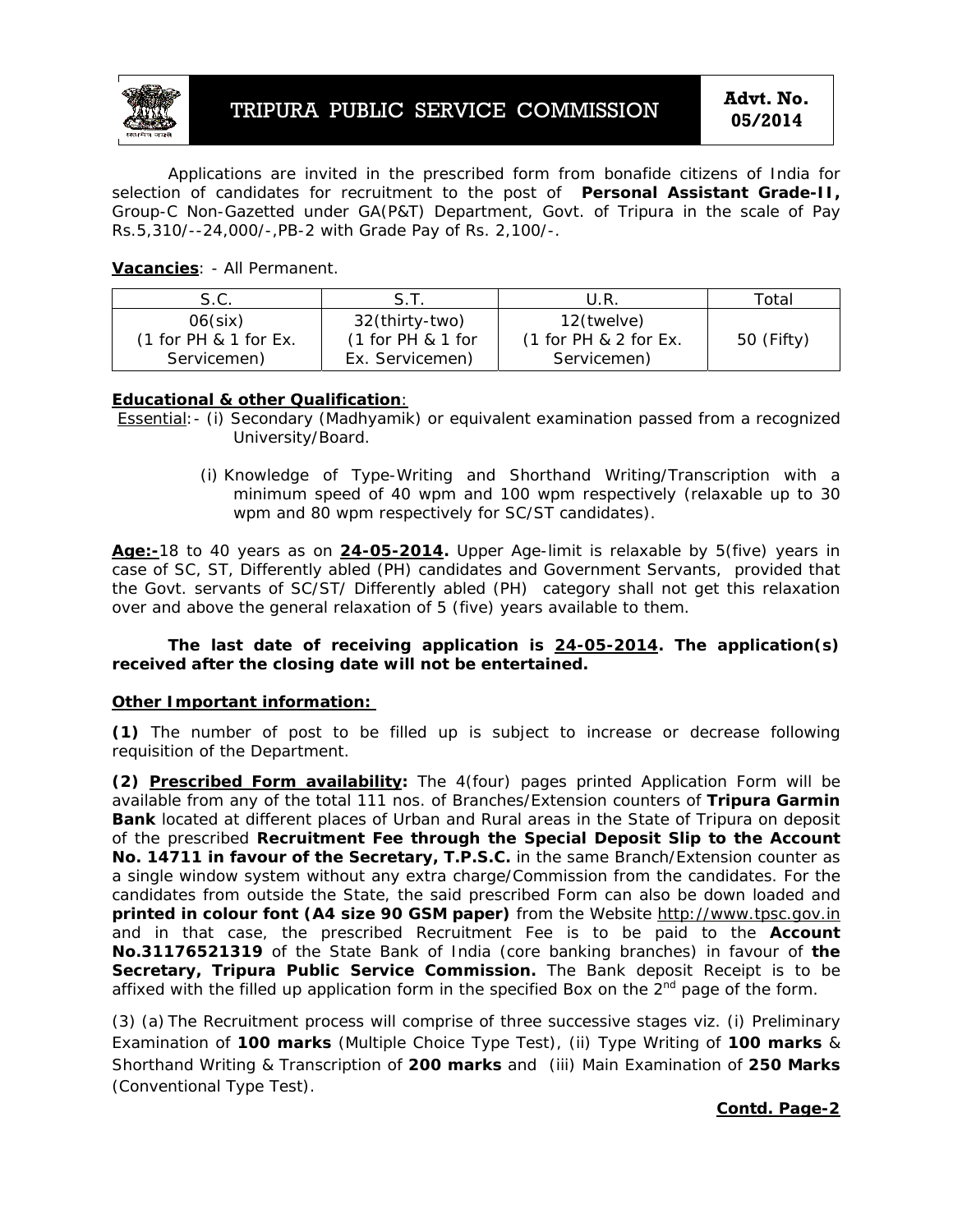# TRIPURA PUBLIC SERVICE COMMISSION

**Advt. No. 05/2014**

Applications are invited in the prescribed form from bonafide citizens of India for selection of candidates for recruitment to the post of **Personal Assistant Grade-II,** Group-C Non-Gazetted under GA(P&T) Department, Govt. of Tripura in the scale of Pay Rs.5,310/--24,000/-,PB-2 with Grade Pay of Rs. 2,100/-.

**Vacancies**: - All Permanent.

| S.C. | S.T. | U.R. | Total |
|---|---|---|---|
| 06(six) (1 for PH & 1 for Ex. Servicemen) | 32(thirty-two) (1 for PH & 1 for Ex. Servicemen) | 12(twelve) (1 for PH & 2 for Ex. Servicemen) | 50 (Fifty) |

**Educational & other Qualification**:

Essential:- (i) Secondary (Madhyamik) or equivalent examination passed from a recognized University/Board.

(i) Knowledge of Type-Writing and Shorthand Writing/Transcription with a minimum speed of 40 wpm and 100 wpm respectively (relaxable up to 30 wpm and 80 wpm respectively for SC/ST candidates).

**Age:-** 18 to 40 years as on **24-05-2014.** Upper Age-limit is relaxable by 5(five) years in case of SC, ST, Differently abled (PH) candidates and Government Servants, provided that the Govt. servants of SC/ST/ Differently abled (PH) category shall not get this relaxation over and above the general relaxation of 5 (five) years available to them.

**The last date of receiving application is 24-05-2014. The application(s) received after the closing date will not be entertained.**

**Other Important information:**

**(1)** The number of post to be filled up is subject to increase or decrease following requisition of the Department.

**(2) Prescribed Form availability:** The 4(four) pages printed Application Form will be available from any of the total 111 nos. of Branches/Extension counters of **Tripura Garmin Bank** located at different places of Urban and Rural areas in the State of Tripura on deposit of the prescribed **Recruitment Fee through the Special Deposit Slip to the Account No. 14711 in favour of the Secretary, T.P.S.C.** in the same Branch/Extension counter as a single window system without any extra charge/Commission from the candidates. For the candidates from outside the State, the said prescribed Form can also be down loaded and **printed in colour font (A4 size 90 GSM paper)** from the Website http://www.tpsc.gov.in and in that case, the prescribed Recruitment Fee is to be paid to the **Account No.31176521319** of the State Bank of India (core banking branches) in favour of **the Secretary, Tripura Public Service Commission.** The Bank deposit Receipt is to be affixed with the filled up application form in the specified Box on the 2nd page of the form.

(3) (a) The Recruitment process will comprise of three successive stages viz. (i) Preliminary Examination of **100 marks** (Multiple Choice Type Test), (ii) Type Writing of **100 marks** & Shorthand Writing & Transcription of **200 marks** and (iii) Main Examination of **250 Marks** (Conventional Type Test).

**Contd. Page-2**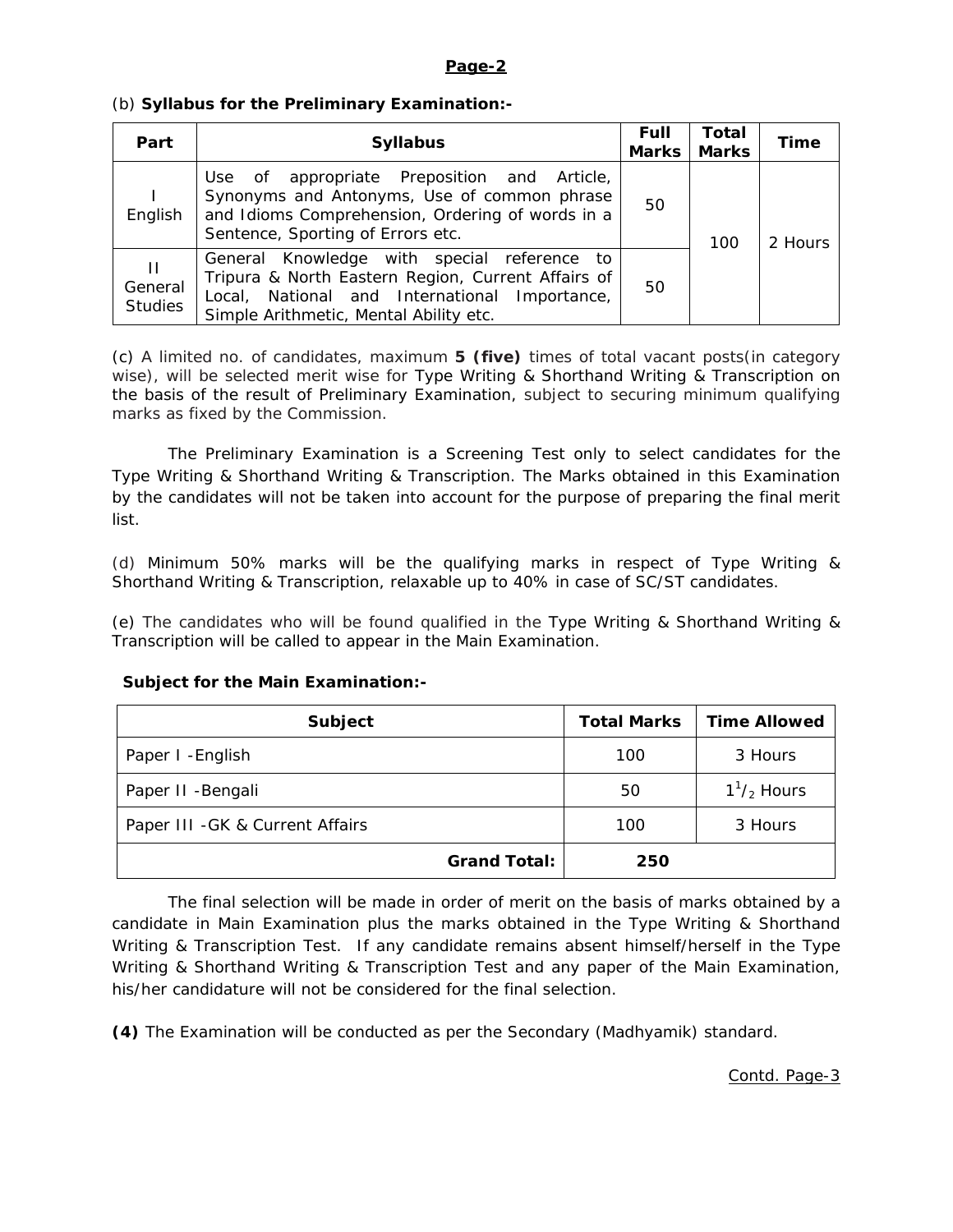**(b) Syllabus for the Preliminary Examination:-**

| Part | Syllabus | Full Marks | Total Marks | Time |
|---|---|---|---|---|
| I English | Use of appropriate Preposition and Article, Synonyms and Antonyms, Use of common phrase and Idioms Comprehension, Ordering of words in a Sentence, Sporting of Errors etc. | 50 | 100 | 2 Hours |
| II General Studies | General Knowledge with special reference to Tripura & North Eastern Region, Current Affairs of Local, National and International Importance, Simple Arithmetic, Mental Ability etc. | 50 | | |

(c) A limited no. of candidates, maximum **5 (five)** times of total vacant posts(in category wise), will be selected merit wise for Type Writing & Shorthand Writing & Transcription on the basis of the result of Preliminary Examination, subject to securing minimum qualifying marks as fixed by the Commission.

The Preliminary Examination is a Screening Test only to select candidates for the Type Writing & Shorthand Writing & Transcription. The Marks obtained in this Examination by the candidates will not be taken into account for the purpose of preparing the final merit list.

(d) Minimum 50% marks will be the qualifying marks in respect of Type Writing & Shorthand Writing & Transcription, relaxable up to 40% in case of SC/ST candidates.

(e) The candidates who will be found qualified in the Type Writing & Shorthand Writing & Transcription will be called to appear in the Main Examination.

**Subject for the Main Examination:-**

| Subject | Total Marks | Time Allowed |
|---|---|---|
| Paper I -English | 100 | 3 Hours |
| Paper II -Bengali | 50 | $1^1/_2$ Hours |
| Paper III -GK & Current Affairs | 100 | 3 Hours |
| **Grand Total:** | **250** | |

The final selection will be made in order of merit on the basis of marks obtained by a candidate in Main Examination plus the marks obtained in the Type Writing & Shorthand Writing & Transcription Test. If any candidate remains absent himself/herself in the Type Writing & Shorthand Writing & Transcription Test and any paper of the Main Examination, his/her candidature will not be considered for the final selection.

**(4)** The Examination will be conducted as per the Secondary (Madhyamik) standard.

Contd. Page-3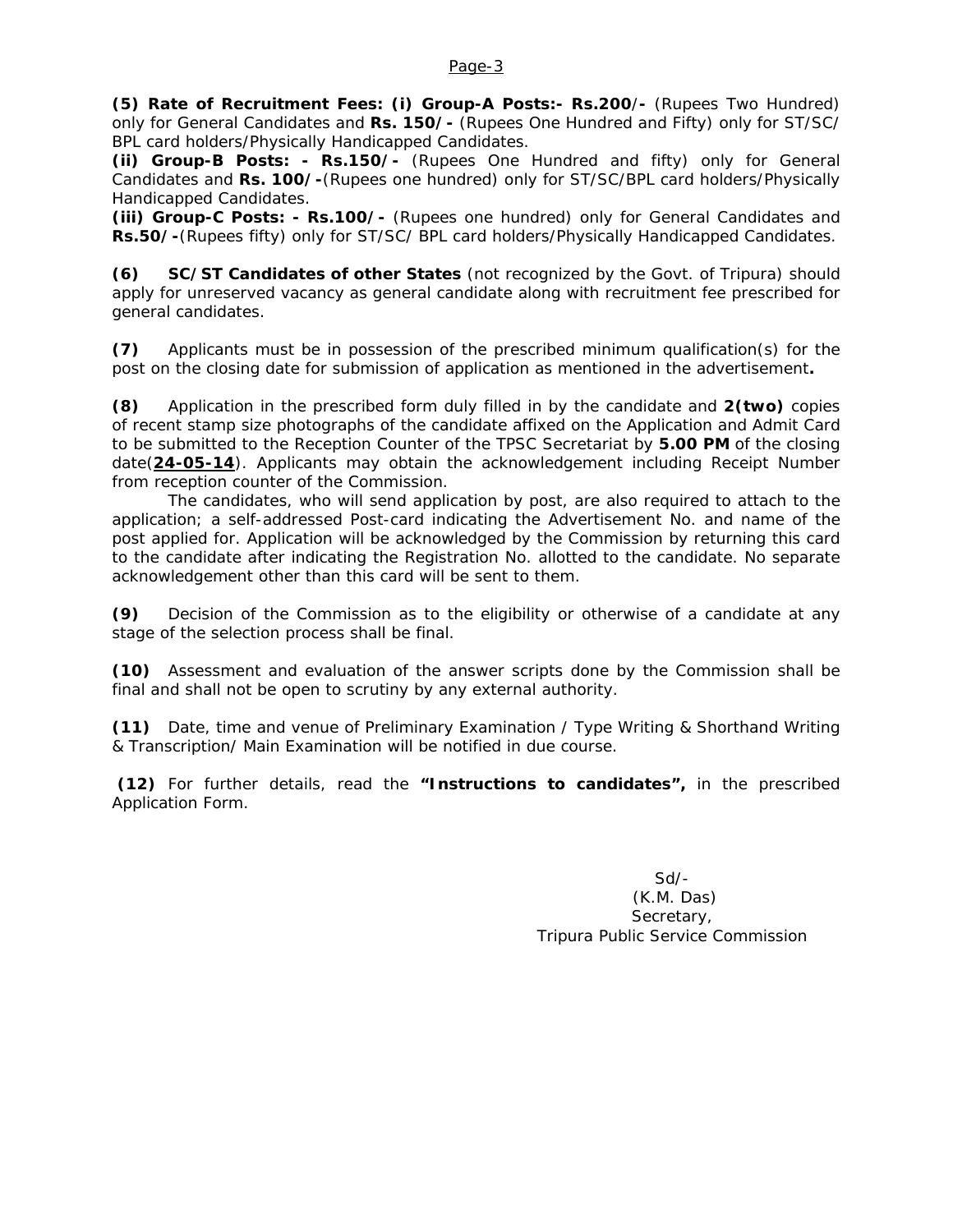**(5) Rate of Recruitment Fees: (i) Group-A Posts:- Rs.200/-** (Rupees Two Hundred) only for General Candidates and **Rs. 150/-** (Rupees One Hundred and Fifty) only for ST/SC/ BPL card holders/Physically Handicapped Candidates.

**(ii) Group-B Posts: - Rs.150/-** (Rupees One Hundred and fifty) only for General Candidates and **Rs. 100/-**(Rupees one hundred) only for ST/SC/BPL card holders/Physically Handicapped Candidates.

**(iii) Group-C Posts: - Rs.100/-** (Rupees one hundred) only for General Candidates and **Rs.50/-**(Rupees fifty) only for ST/SC/ BPL card holders/Physically Handicapped Candidates.

**(6) SC/ST Candidates of other States** (not recognized by the Govt. of Tripura) should apply for unreserved vacancy as general candidate along with recruitment fee prescribed for general candidates.

**(7)** Applicants must be in possession of the prescribed minimum qualification(s) for the post on the closing date for submission of application as mentioned in the advertisement**.**

**(8)** Application in the prescribed form duly filled in by the candidate and **2(two)** copies of recent stamp size photographs of the candidate affixed on the Application and Admit Card to be submitted to the Reception Counter of the TPSC Secretariat by **5.00 PM** of the closing date(**24-05-14**). Applicants may obtain the acknowledgement including Receipt Number from reception counter of the Commission.

The candidates, who will send application by post, are also required to attach to the application; a self-addressed Post-card indicating the Advertisement No. and name of the post applied for. Application will be acknowledged by the Commission by returning this card to the candidate after indicating the Registration No. allotted to the candidate. No separate acknowledgement other than this card will be sent to them.

**(9)** Decision of the Commission as to the eligibility or otherwise of a candidate at any stage of the selection process shall be final.

**(10)** Assessment and evaluation of the answer scripts done by the Commission shall be final and shall not be open to scrutiny by any external authority.

**(11)** Date, time and venue of Preliminary Examination / Type Writing & Shorthand Writing & Transcription/ Main Examination will be notified in due course.

**(12)** For further details, read the **"Instructions to candidates",** in the prescribed Application Form.

Sd/-
(K.M. Das)
Secretary,
Tripura Public Service Commission